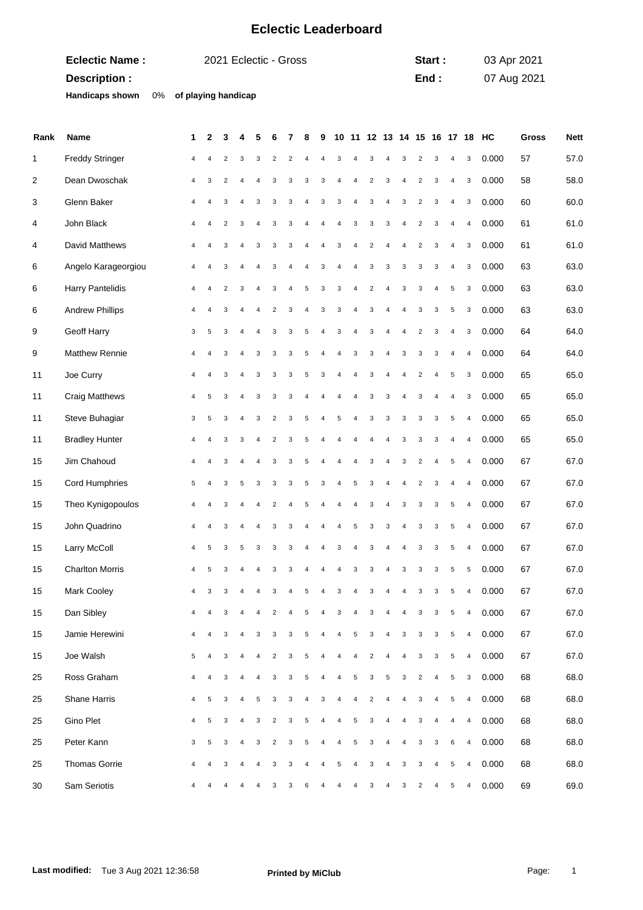# Eclectic Leaderboard

**Eclectic Name :** 2021 Eclectic - Gross **Start :** 03 Apr 2021

**Description :** **End :** 07 Aug 2021

**Handicaps shown** 0% **of playing handicap**

| Rank | Name | 1 | 2 | 3 | 4 | 5 | 6 | 7 | 8 | 9 | 10 | 11 | 12 | 13 | 14 | 15 | 16 | 17 | 18 | HC | Gross | Nett |
|---|---|---|---|---|---|---|---|---|---|---|---|---|---|---|---|---|---|---|---|---|---|---|
| 1 | Freddy Stringer | 4 | 4 | 2 | 3 | 3 | 2 | 2 | 4 | 4 | 3 | 4 | 3 | 4 | 3 | 2 | 3 | 4 | 3 | 0.000 | 57 | 57.0 |
| 2 | Dean Dwoschak | 4 | 3 | 2 | 4 | 4 | 3 | 3 | 3 | 3 | 4 | 4 | 2 | 3 | 4 | 2 | 3 | 4 | 3 | 0.000 | 58 | 58.0 |
| 3 | Glenn Baker | 4 | 4 | 3 | 4 | 3 | 3 | 3 | 4 | 3 | 3 | 4 | 3 | 4 | 3 | 2 | 3 | 4 | 3 | 0.000 | 60 | 60.0 |
| 4 | John Black | 4 | 4 | 2 | 3 | 4 | 3 | 3 | 4 | 4 | 4 | 3 | 3 | 3 | 4 | 2 | 3 | 4 | 4 | 0.000 | 61 | 61.0 |
| 4 | David Matthews | 4 | 4 | 3 | 4 | 3 | 3 | 3 | 4 | 4 | 3 | 4 | 2 | 4 | 4 | 2 | 3 | 4 | 3 | 0.000 | 61 | 61.0 |
| 6 | Angelo Karageorgiou | 4 | 4 | 3 | 4 | 4 | 3 | 4 | 4 | 3 | 4 | 4 | 3 | 3 | 3 | 3 | 3 | 4 | 3 | 0.000 | 63 | 63.0 |
| 6 | Harry Pantelidis | 4 | 4 | 2 | 3 | 4 | 3 | 4 | 5 | 3 | 3 | 4 | 2 | 4 | 3 | 3 | 4 | 5 | 3 | 0.000 | 63 | 63.0 |
| 6 | Andrew Phillips | 4 | 4 | 3 | 4 | 4 | 2 | 3 | 4 | 3 | 3 | 4 | 3 | 4 | 4 | 3 | 3 | 5 | 3 | 0.000 | 63 | 63.0 |
| 9 | Geoff Harry | 3 | 5 | 3 | 4 | 4 | 3 | 3 | 5 | 4 | 3 | 4 | 3 | 4 | 4 | 2 | 3 | 4 | 3 | 0.000 | 64 | 64.0 |
| 9 | Matthew Rennie | 4 | 4 | 3 | 4 | 3 | 3 | 3 | 5 | 4 | 4 | 3 | 3 | 4 | 3 | 3 | 3 | 4 | 4 | 0.000 | 64 | 64.0 |
| 11 | Joe Curry | 4 | 4 | 3 | 4 | 3 | 3 | 3 | 5 | 3 | 4 | 4 | 3 | 4 | 4 | 2 | 4 | 5 | 3 | 0.000 | 65 | 65.0 |
| 11 | Craig Matthews | 4 | 5 | 3 | 4 | 3 | 3 | 3 | 4 | 4 | 4 | 4 | 3 | 3 | 4 | 3 | 4 | 4 | 3 | 0.000 | 65 | 65.0 |
| 11 | Steve Buhagiar | 3 | 5 | 3 | 4 | 3 | 2 | 3 | 5 | 4 | 5 | 4 | 3 | 3 | 3 | 3 | 3 | 5 | 4 | 0.000 | 65 | 65.0 |
| 11 | Bradley Hunter | 4 | 4 | 3 | 3 | 4 | 2 | 3 | 5 | 4 | 4 | 4 | 4 | 4 | 3 | 3 | 3 | 4 | 4 | 0.000 | 65 | 65.0 |
| 15 | Jim Chahoud | 4 | 4 | 3 | 4 | 4 | 3 | 3 | 5 | 4 | 4 | 4 | 3 | 4 | 3 | 2 | 4 | 5 | 4 | 0.000 | 67 | 67.0 |
| 15 | Cord Humphries | 5 | 4 | 3 | 5 | 3 | 3 | 3 | 5 | 3 | 4 | 5 | 3 | 4 | 4 | 2 | 3 | 4 | 4 | 0.000 | 67 | 67.0 |
| 15 | Theo Kynigopoulos | 4 | 4 | 3 | 4 | 4 | 2 | 4 | 5 | 4 | 4 | 4 | 3 | 4 | 3 | 3 | 3 | 5 | 4 | 0.000 | 67 | 67.0 |
| 15 | John Quadrino | 4 | 4 | 3 | 4 | 4 | 3 | 3 | 4 | 4 | 4 | 5 | 3 | 3 | 4 | 3 | 3 | 5 | 4 | 0.000 | 67 | 67.0 |
| 15 | Larry McColl | 4 | 5 | 3 | 5 | 3 | 3 | 3 | 4 | 4 | 3 | 4 | 3 | 4 | 4 | 3 | 3 | 5 | 4 | 0.000 | 67 | 67.0 |
| 15 | Charlton Morris | 4 | 5 | 3 | 4 | 4 | 3 | 3 | 4 | 4 | 4 | 3 | 3 | 4 | 3 | 3 | 3 | 5 | 5 | 0.000 | 67 | 67.0 |
| 15 | Mark Cooley | 4 | 3 | 3 | 4 | 4 | 3 | 4 | 5 | 4 | 3 | 4 | 3 | 4 | 4 | 3 | 3 | 5 | 4 | 0.000 | 67 | 67.0 |
| 15 | Dan Sibley | 4 | 4 | 3 | 4 | 4 | 2 | 4 | 5 | 4 | 3 | 4 | 3 | 4 | 4 | 3 | 3 | 5 | 4 | 0.000 | 67 | 67.0 |
| 15 | Jamie Herewini | 4 | 4 | 3 | 4 | 3 | 3 | 3 | 5 | 4 | 4 | 5 | 3 | 4 | 3 | 3 | 3 | 5 | 4 | 0.000 | 67 | 67.0 |
| 15 | Joe Walsh | 5 | 4 | 3 | 4 | 4 | 2 | 3 | 5 | 4 | 4 | 4 | 2 | 4 | 4 | 3 | 3 | 5 | 4 | 0.000 | 67 | 67.0 |
| 25 | Ross Graham | 4 | 4 | 3 | 4 | 4 | 3 | 3 | 5 | 4 | 4 | 5 | 3 | 5 | 3 | 2 | 4 | 5 | 3 | 0.000 | 68 | 68.0 |
| 25 | Shane Harris | 4 | 5 | 3 | 4 | 5 | 3 | 3 | 4 | 3 | 4 | 4 | 2 | 4 | 4 | 3 | 4 | 5 | 4 | 0.000 | 68 | 68.0 |
| 25 | Gino Plet | 4 | 5 | 3 | 4 | 3 | 2 | 3 | 5 | 4 | 4 | 5 | 3 | 4 | 4 | 3 | 4 | 4 | 4 | 0.000 | 68 | 68.0 |
| 25 | Peter Kann | 3 | 5 | 3 | 4 | 3 | 2 | 3 | 5 | 4 | 4 | 5 | 3 | 4 | 4 | 3 | 3 | 6 | 4 | 0.000 | 68 | 68.0 |
| 25 | Thomas Gorrie | 4 | 4 | 3 | 4 | 4 | 3 | 3 | 4 | 4 | 5 | 4 | 3 | 4 | 3 | 3 | 4 | 5 | 4 | 0.000 | 68 | 68.0 |
| 30 | Sam Seriotis | 4 | 4 | 4 | 4 | 4 | 3 | 3 | 6 | 4 | 4 | 4 | 3 | 4 | 3 | 2 | 4 | 5 | 4 | 0.000 | 69 | 69.0 |

**Last modified:** Tue 3 Aug 2021 12:36:58 **Printed by MiClub**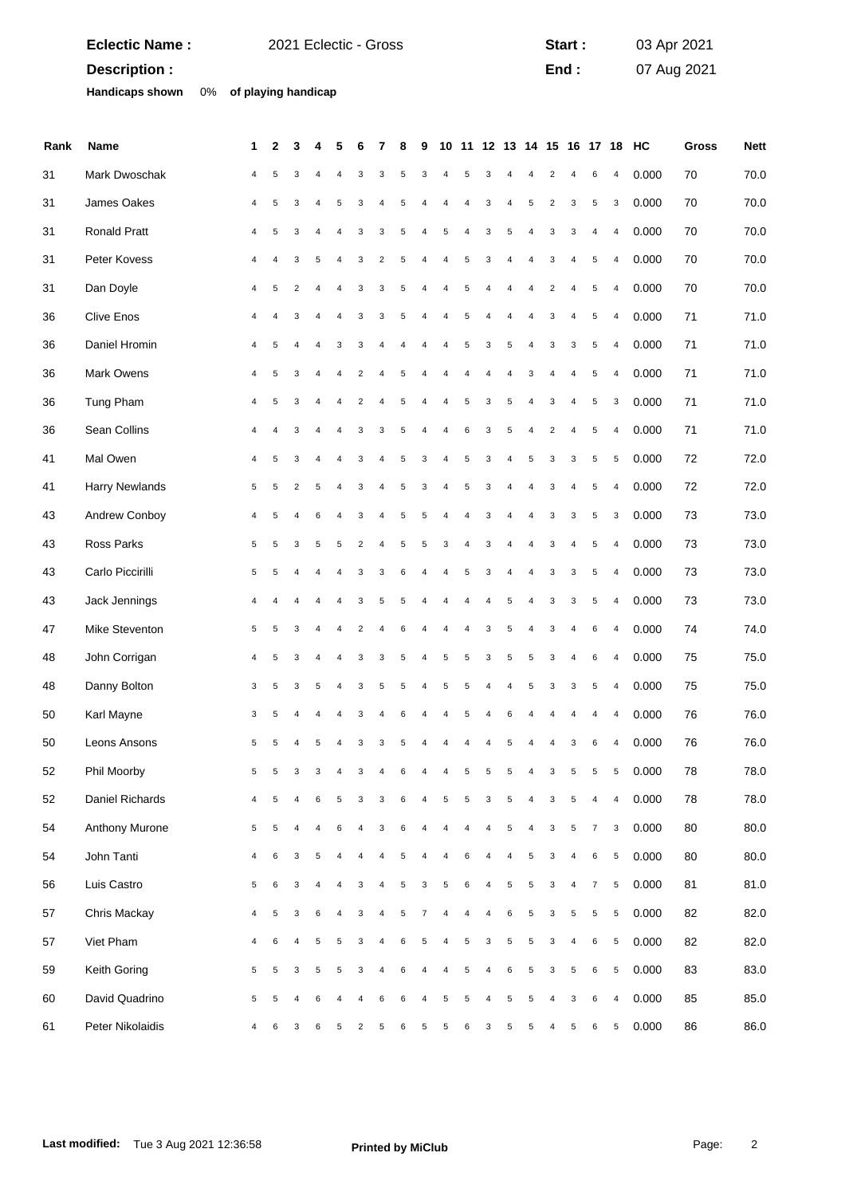**Eclectic Name :** 2021 Eclectic - Gross **Start :** 03 Apr 2021

**Description :** **End :** 07 Aug 2021

**Handicaps shown** 0% **of playing handicap**

| Rank | Name | 1 | 2 | 3 | 4 | 5 | 6 | 7 | 8 | 9 | 10 | 11 | 12 | 13 | 14 | 15 | 16 | 17 | 18 | HC | Gross | Nett |
|---|---|---|---|---|---|---|---|---|---|---|---|---|---|---|---|---|---|---|---|---|---|---|
| 31 | Mark Dwoschak | 4 | 5 | 3 | 4 | 4 | 3 | 3 | 5 | 3 | 4 | 5 | 3 | 4 | 4 | 2 | 4 | 6 | 4 | 0.000 | 70 | 70.0 |
| 31 | James Oakes | 4 | 5 | 3 | 4 | 5 | 3 | 4 | 5 | 4 | 4 | 4 | 3 | 4 | 5 | 2 | 3 | 5 | 3 | 0.000 | 70 | 70.0 |
| 31 | Ronald Pratt | 4 | 5 | 3 | 4 | 4 | 3 | 3 | 5 | 4 | 5 | 4 | 3 | 5 | 4 | 3 | 3 | 4 | 4 | 0.000 | 70 | 70.0 |
| 31 | Peter Kovess | 4 | 4 | 3 | 5 | 4 | 3 | 2 | 5 | 4 | 4 | 5 | 3 | 4 | 4 | 3 | 4 | 5 | 4 | 0.000 | 70 | 70.0 |
| 31 | Dan Doyle | 4 | 5 | 2 | 4 | 4 | 3 | 3 | 5 | 4 | 4 | 5 | 4 | 4 | 4 | 2 | 4 | 5 | 4 | 0.000 | 70 | 70.0 |
| 36 | Clive Enos | 4 | 4 | 3 | 4 | 4 | 3 | 3 | 5 | 4 | 4 | 5 | 4 | 4 | 4 | 3 | 4 | 5 | 4 | 0.000 | 71 | 71.0 |
| 36 | Daniel Hromin | 4 | 5 | 4 | 4 | 3 | 3 | 4 | 4 | 4 | 4 | 5 | 3 | 5 | 4 | 3 | 3 | 5 | 4 | 0.000 | 71 | 71.0 |
| 36 | Mark Owens | 4 | 5 | 3 | 4 | 4 | 2 | 4 | 5 | 4 | 4 | 4 | 4 | 4 | 3 | 4 | 4 | 5 | 4 | 0.000 | 71 | 71.0 |
| 36 | Tung Pham | 4 | 5 | 3 | 4 | 4 | 2 | 4 | 5 | 4 | 4 | 5 | 3 | 5 | 4 | 3 | 4 | 5 | 3 | 0.000 | 71 | 71.0 |
| 36 | Sean Collins | 4 | 4 | 3 | 4 | 4 | 3 | 3 | 5 | 4 | 4 | 6 | 3 | 5 | 4 | 2 | 4 | 5 | 4 | 0.000 | 71 | 71.0 |
| 41 | Mal Owen | 4 | 5 | 3 | 4 | 4 | 3 | 4 | 5 | 3 | 4 | 5 | 3 | 4 | 5 | 3 | 3 | 5 | 5 | 0.000 | 72 | 72.0 |
| 41 | Harry Newlands | 5 | 5 | 2 | 5 | 4 | 3 | 4 | 5 | 3 | 4 | 5 | 3 | 4 | 4 | 3 | 4 | 5 | 4 | 0.000 | 72 | 72.0 |
| 43 | Andrew Conboy | 4 | 5 | 4 | 6 | 4 | 3 | 4 | 5 | 5 | 4 | 4 | 3 | 4 | 4 | 3 | 3 | 5 | 3 | 0.000 | 73 | 73.0 |
| 43 | Ross Parks | 5 | 5 | 3 | 5 | 5 | 2 | 4 | 5 | 5 | 3 | 4 | 3 | 4 | 4 | 3 | 4 | 5 | 4 | 0.000 | 73 | 73.0 |
| 43 | Carlo Piccirilli | 5 | 5 | 4 | 4 | 4 | 3 | 3 | 6 | 4 | 4 | 5 | 3 | 4 | 4 | 3 | 3 | 5 | 4 | 0.000 | 73 | 73.0 |
| 43 | Jack Jennings | 4 | 4 | 4 | 4 | 4 | 3 | 5 | 5 | 4 | 4 | 4 | 4 | 5 | 4 | 3 | 3 | 5 | 4 | 0.000 | 73 | 73.0 |
| 47 | Mike Steventon | 5 | 5 | 3 | 4 | 4 | 2 | 4 | 6 | 4 | 4 | 4 | 3 | 5 | 4 | 3 | 4 | 6 | 4 | 0.000 | 74 | 74.0 |
| 48 | John Corrigan | 4 | 5 | 3 | 4 | 4 | 3 | 3 | 5 | 4 | 5 | 5 | 3 | 5 | 5 | 3 | 4 | 6 | 4 | 0.000 | 75 | 75.0 |
| 48 | Danny Bolton | 3 | 5 | 3 | 5 | 4 | 3 | 5 | 5 | 4 | 5 | 5 | 4 | 4 | 5 | 3 | 3 | 5 | 4 | 0.000 | 75 | 75.0 |
| 50 | Karl Mayne | 3 | 5 | 4 | 4 | 4 | 3 | 4 | 6 | 4 | 4 | 5 | 4 | 6 | 4 | 4 | 4 | 4 | 4 | 0.000 | 76 | 76.0 |
| 50 | Leons Ansons | 5 | 5 | 4 | 5 | 4 | 3 | 3 | 5 | 4 | 4 | 4 | 4 | 5 | 4 | 4 | 3 | 6 | 4 | 0.000 | 76 | 76.0 |
| 52 | Phil Moorby | 5 | 5 | 3 | 3 | 4 | 3 | 4 | 6 | 4 | 4 | 5 | 5 | 5 | 4 | 3 | 5 | 5 | 5 | 0.000 | 78 | 78.0 |
| 52 | Daniel Richards | 4 | 5 | 4 | 6 | 5 | 3 | 3 | 6 | 4 | 5 | 5 | 3 | 5 | 4 | 3 | 5 | 4 | 4 | 0.000 | 78 | 78.0 |
| 54 | Anthony Murone | 5 | 5 | 4 | 4 | 6 | 4 | 3 | 6 | 4 | 4 | 4 | 4 | 5 | 4 | 3 | 5 | 7 | 3 | 0.000 | 80 | 80.0 |
| 54 | John Tanti | 4 | 6 | 3 | 5 | 4 | 4 | 4 | 5 | 4 | 4 | 6 | 4 | 4 | 5 | 3 | 4 | 6 | 5 | 0.000 | 80 | 80.0 |
| 56 | Luis Castro | 5 | 6 | 3 | 4 | 4 | 3 | 4 | 5 | 3 | 5 | 6 | 4 | 5 | 5 | 3 | 4 | 7 | 5 | 0.000 | 81 | 81.0 |
| 57 | Chris Mackay | 4 | 5 | 3 | 6 | 4 | 3 | 4 | 5 | 7 | 4 | 4 | 4 | 6 | 5 | 3 | 5 | 5 | 5 | 0.000 | 82 | 82.0 |
| 57 | Viet Pham | 4 | 6 | 4 | 5 | 5 | 3 | 4 | 6 | 5 | 4 | 5 | 3 | 5 | 5 | 3 | 4 | 6 | 5 | 0.000 | 82 | 82.0 |
| 59 | Keith Goring | 5 | 5 | 3 | 5 | 5 | 3 | 4 | 6 | 4 | 4 | 5 | 4 | 6 | 5 | 3 | 5 | 6 | 5 | 0.000 | 83 | 83.0 |
| 60 | David Quadrino | 5 | 5 | 4 | 6 | 4 | 4 | 6 | 6 | 4 | 5 | 5 | 4 | 5 | 5 | 4 | 3 | 6 | 4 | 0.000 | 85 | 85.0 |
| 61 | Peter Nikolaidis | 4 | 6 | 3 | 6 | 5 | 2 | 5 | 6 | 5 | 5 | 6 | 3 | 5 | 5 | 4 | 5 | 6 | 5 | 0.000 | 86 | 86.0 |

**Last modified:** Tue 3 Aug 2021 12:36:58 **Printed by MiClub**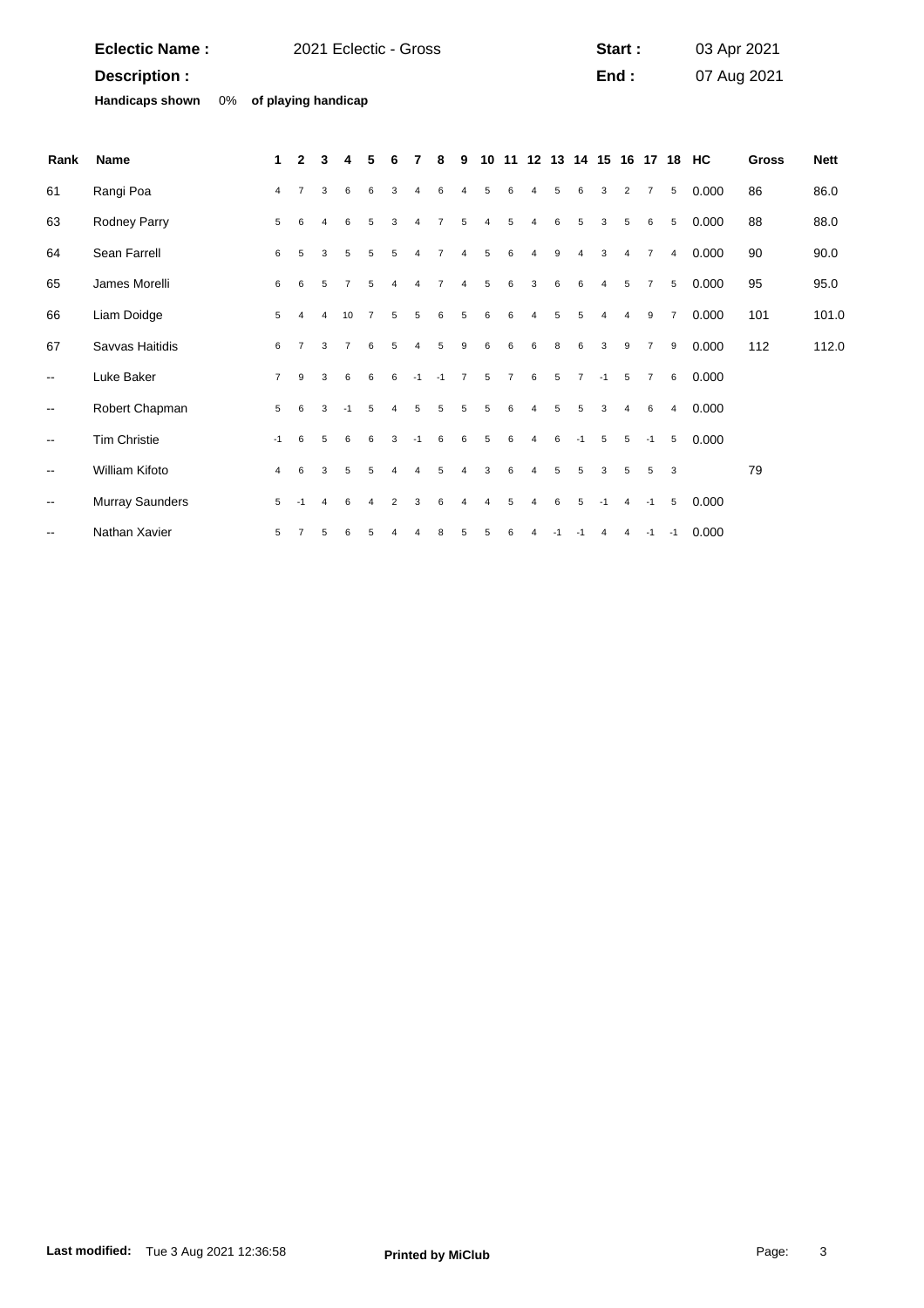**Eclectic Name :** 2021 Eclectic - Gross **Start :** 03 Apr 2021

**Description :** **End :** 07 Aug 2021

**Handicaps shown** 0% **of playing handicap**

| Rank | Name | 1 | 2 | 3 | 4 | 5 | 6 | 7 | 8 | 9 | 10 | 11 | 12 | 13 | 14 | 15 | 16 | 17 | 18 | HC | Gross | Nett |
|---|---|---|---|---|---|---|---|---|---|---|---|---|---|---|---|---|---|---|---|---|---|---|
| 61 | Rangi Poa | 4 | 7 | 3 | 6 | 6 | 3 | 4 | 6 | 4 | 5 | 6 | 4 | 5 | 6 | 3 | 2 | 7 | 5 | 0.000 | 86 | 86.0 |
| 63 | Rodney Parry | 5 | 6 | 4 | 6 | 5 | 3 | 4 | 7 | 5 | 4 | 5 | 4 | 6 | 5 | 3 | 5 | 6 | 5 | 0.000 | 88 | 88.0 |
| 64 | Sean Farrell | 6 | 5 | 3 | 5 | 5 | 5 | 4 | 7 | 4 | 5 | 6 | 4 | 9 | 4 | 3 | 4 | 7 | 4 | 0.000 | 90 | 90.0 |
| 65 | James Morelli | 6 | 6 | 5 | 7 | 5 | 4 | 4 | 7 | 4 | 5 | 6 | 3 | 6 | 6 | 4 | 5 | 7 | 5 | 0.000 | 95 | 95.0 |
| 66 | Liam Doidge | 5 | 4 | 4 | 10 | 7 | 5 | 5 | 6 | 5 | 6 | 6 | 4 | 5 | 5 | 4 | 4 | 9 | 7 | 0.000 | 101 | 101.0 |
| 67 | Savvas Haitidis | 6 | 7 | 3 | 7 | 6 | 5 | 4 | 5 | 9 | 6 | 6 | 6 | 8 | 6 | 3 | 9 | 7 | 9 | 0.000 | 112 | 112.0 |
| -- | Luke Baker | 7 | 9 | 3 | 6 | 6 | 6 | -1 | -1 | 7 | 5 | 7 | 6 | 5 | 7 | -1 | 5 | 7 | 6 | 0.000 | | |
| -- | Robert Chapman | 5 | 6 | 3 | -1 | 5 | 4 | 5 | 5 | 5 | 5 | 6 | 4 | 5 | 5 | 3 | 4 | 6 | 4 | 0.000 | | |
| -- | Tim Christie | -1 | 6 | 5 | 6 | 6 | 3 | -1 | 6 | 6 | 5 | 6 | 4 | 6 | -1 | 5 | 5 | -1 | 5 | 0.000 | | |
| -- | William Kifoto | 4 | 6 | 3 | 5 | 5 | 4 | 4 | 5 | 4 | 3 | 6 | 4 | 5 | 5 | 3 | 5 | 5 | 3 | | 79 | |
| -- | Murray Saunders | 5 | -1 | 4 | 6 | 4 | 2 | 3 | 6 | 4 | 4 | 5 | 4 | 6 | 5 | -1 | 4 | -1 | 5 | 0.000 | | |
| -- | Nathan Xavier | 5 | 7 | 5 | 6 | 5 | 4 | 4 | 8 | 5 | 5 | 6 | 4 | -1 | -1 | 4 | 4 | -1 | -1 | 0.000 | | |

**Last modified:** Tue 3 Aug 2021 12:36:58 **Printed by MiClub**